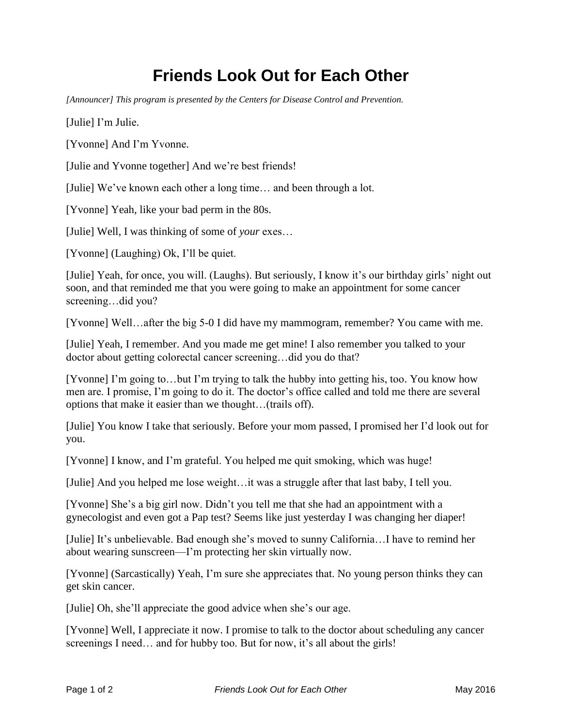# Friends Look Out for Each Other

*[Announcer] This program is presented by the Centers for Disease Control and Prevention.*

[Julie] I'm Julie.

[Yvonne] And I'm Yvonne.

[Julie and Yvonne together] And we're best friends!

[Julie] We've known each other a long time… and been through a lot.

[Yvonne] Yeah, like your bad perm in the 80s.

[Julie] Well, I was thinking of some of *your* exes…

[Yvonne] (Laughing) Ok, I'll be quiet.

[Julie] Yeah, for once, you will. (Laughs). But seriously, I know it's our birthday girls' night out soon, and that reminded me that you were going to make an appointment for some cancer screening…did you?

[Yvonne] Well…after the big 5-0 I did have my mammogram, remember? You came with me.

[Julie] Yeah, I remember. And you made me get mine! I also remember you talked to your doctor about getting colorectal cancer screening…did you do that?

[Yvonne] I'm going to…but I'm trying to talk the hubby into getting his, too. You know how men are. I promise, I'm going to do it. The doctor's office called and told me there are several options that make it easier than we thought…(trails off).

[Julie] You know I take that seriously. Before your mom passed, I promised her I'd look out for you.

[Yvonne] I know, and I'm grateful. You helped me quit smoking, which was huge!

[Julie] And you helped me lose weight…it was a struggle after that last baby, I tell you.

[Yvonne] She's a big girl now. Didn't you tell me that she had an appointment with a gynecologist and even got a Pap test? Seems like just yesterday I was changing her diaper!

[Julie] It's unbelievable. Bad enough she's moved to sunny California…I have to remind her about wearing sunscreen—I'm protecting her skin virtually now.

[Yvonne] (Sarcastically) Yeah, I'm sure she appreciates that. No young person thinks they can get skin cancer.

[Julie] Oh, she'll appreciate the good advice when she's our age.

[Yvonne] Well, I appreciate it now. I promise to talk to the doctor about scheduling any cancer screenings I need… and for hubby too. But for now, it's all about the girls!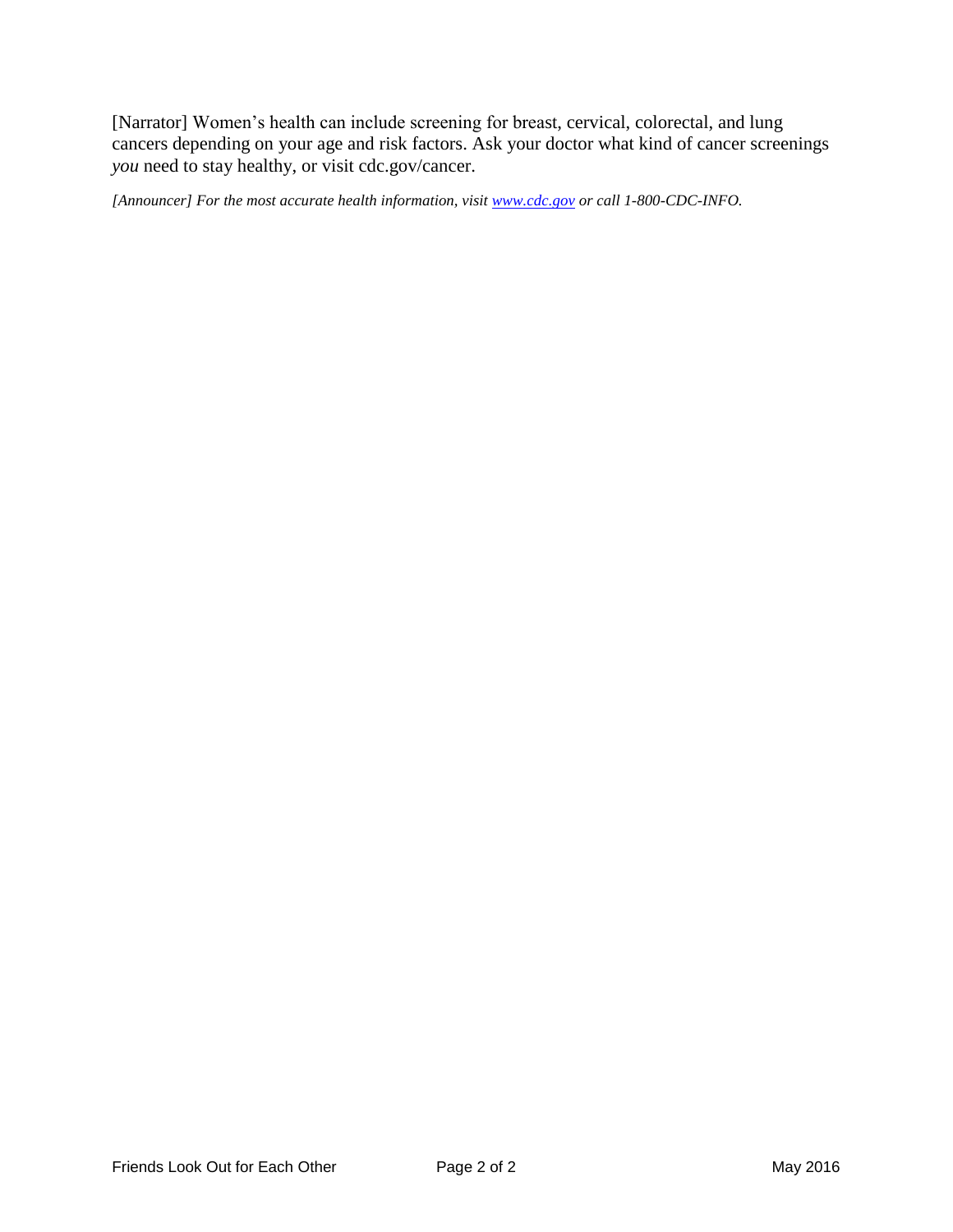[Narrator] Women's health can include screening for breast, cervical, colorectal, and lung cancers depending on your age and risk factors. Ask your doctor what kind of cancer screenings *you* need to stay healthy, or visit cdc.gov/cancer.

*[Announcer] For the most accurate health information, visit [www.cdc.gov](http://www.cdc.gov) or call 1-800-CDC-INFO.*